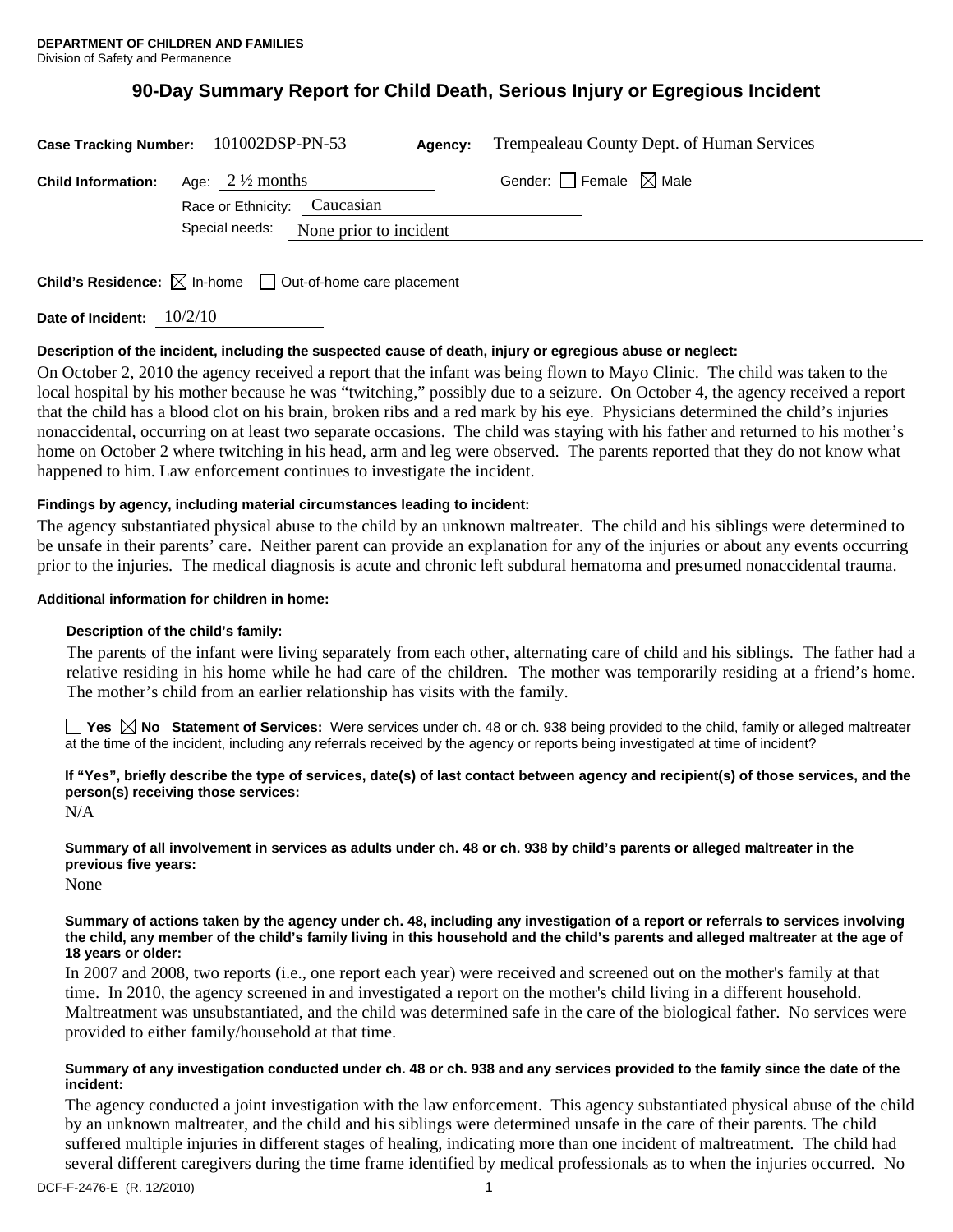**DEPARTMENT OF CHILDREN AND FAMILIES**
Division of Safety and Permanence

# 90-Day Summary Report for Child Death, Serious Injury or Egregious Incident

**Case Tracking Number:** 101002DSP-PN-53 **Agency:** Trempealeau County Dept. of Human Services

**Child Information:** Age: 2 ½ months Gender: ☐ Female ☒ Male

Race or Ethnicity: Caucasian

Special needs: None prior to incident

**Child's Residence:** ☒ In-home ☐ Out-of-home care placement

**Date of Incident:** 10/2/10

**Description of the incident, including the suspected cause of death, injury or egregious abuse or neglect:**

On October 2, 2010 the agency received a report that the infant was being flown to Mayo Clinic. The child was taken to the local hospital by his mother because he was "twitching," possibly due to a seizure. On October 4, the agency received a report that the child has a blood clot on his brain, broken ribs and a red mark by his eye. Physicians determined the child's injuries nonaccidental, occurring on at least two separate occasions. The child was staying with his father and returned to his mother's home on October 2 where twitching in his head, arm and leg were observed. The parents reported that they do not know what happened to him. Law enforcement continues to investigate the incident.

**Findings by agency, including material circumstances leading to incident:**

The agency substantiated physical abuse to the child by an unknown maltreater. The child and his siblings were determined to be unsafe in their parents' care. Neither parent can provide an explanation for any of the injuries or about any events occurring prior to the injuries. The medical diagnosis is acute and chronic left subdural hematoma and presumed nonaccidental trauma.

**Additional information for children in home:**

**Description of the child's family:**

The parents of the infant were living separately from each other, alternating care of child and his siblings. The father had a relative residing in his home while he had care of the children. The mother was temporarily residing at a friend's home. The mother's child from an earlier relationship has visits with the family.

☐ **Yes** ☒ **No Statement of Services:** Were services under ch. 48 or ch. 938 being provided to the child, family or alleged maltreater at the time of the incident, including any referrals received by the agency or reports being investigated at time of incident?

**If "Yes", briefly describe the type of services, date(s) of last contact between agency and recipient(s) of those services, and the person(s) receiving those services:**

N/A

**Summary of all involvement in services as adults under ch. 48 or ch. 938 by child's parents or alleged maltreater in the previous five years:**

None

**Summary of actions taken by the agency under ch. 48, including any investigation of a report or referrals to services involving the child, any member of the child's family living in this household and the child's parents and alleged maltreater at the age of 18 years or older:**

In 2007 and 2008, two reports (i.e., one report each year) were received and screened out on the mother's family at that time. In 2010, the agency screened in and investigated a report on the mother's child living in a different household. Maltreatment was unsubstantiated, and the child was determined safe in the care of the biological father. No services were provided to either family/household at that time.

**Summary of any investigation conducted under ch. 48 or ch. 938 and any services provided to the family since the date of the incident:**

The agency conducted a joint investigation with the law enforcement. This agency substantiated physical abuse of the child by an unknown maltreater, and the child and his siblings were determined unsafe in the care of their parents. The child suffered multiple injuries in different stages of healing, indicating more than one incident of maltreatment. The child had several different caregivers during the time frame identified by medical professionals as to when the injuries occurred. No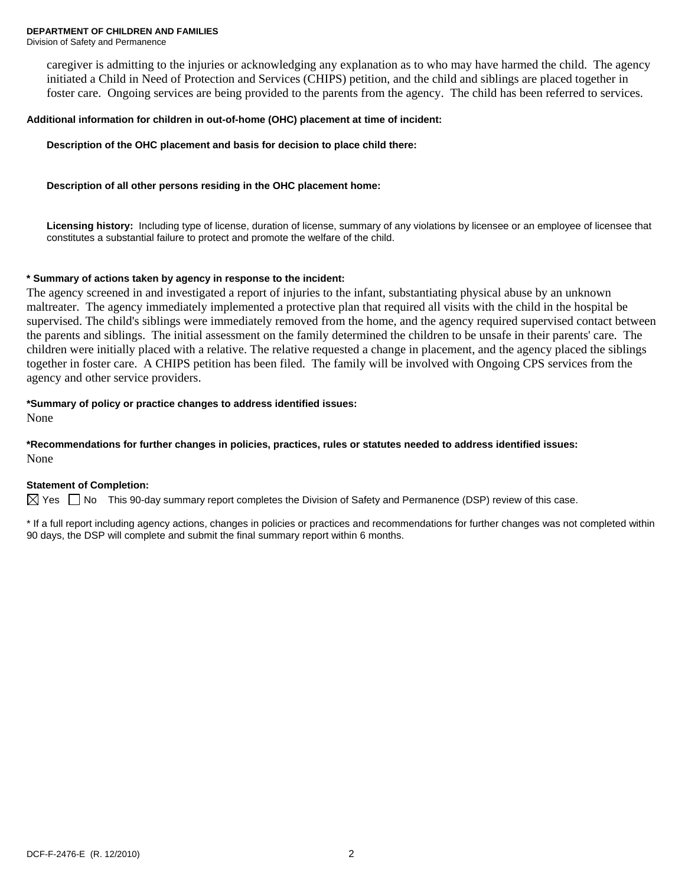caregiver is admitting to the injuries or acknowledging any explanation as to who may have harmed the child. The agency initiated a Child in Need of Protection and Services (CHIPS) petition, and the child and siblings are placed together in foster care. Ongoing services are being provided to the parents from the agency. The child has been referred to services.

**Additional information for children in out-of-home (OHC) placement at time of incident:**

**Description of the OHC placement and basis for decision to place child there:**

**Description of all other persons residing in the OHC placement home:**

**Licensing history:** Including type of license, duration of license, summary of any violations by licensee or an employee of licensee that constitutes a substantial failure to protect and promote the welfare of the child.

**\* Summary of actions taken by agency in response to the incident:**

The agency screened in and investigated a report of injuries to the infant, substantiating physical abuse by an unknown maltreater. The agency immediately implemented a protective plan that required all visits with the child in the hospital be supervised. The child's siblings were immediately removed from the home, and the agency required supervised contact between the parents and siblings. The initial assessment on the family determined the children to be unsafe in their parents' care. The children were initially placed with a relative. The relative requested a change in placement, and the agency placed the siblings together in foster care. A CHIPS petition has been filed. The family will be involved with Ongoing CPS services from the agency and other service providers.

**\*Summary of policy or practice changes to address identified issues:**

None

**\*Recommendations for further changes in policies, practices, rules or statutes needed to address identified issues:**

None

**Statement of Completion:**

☒ Yes ☐ No This 90-day summary report completes the Division of Safety and Permanence (DSP) review of this case.

\* If a full report including agency actions, changes in policies or practices and recommendations for further changes was not completed within 90 days, the DSP will complete and submit the final summary report within 6 months.